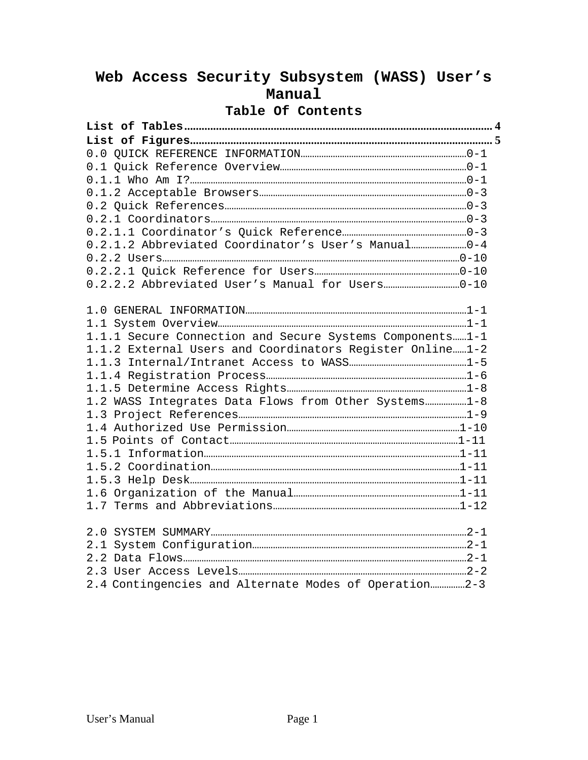# Web Access Security Subsystem (WASS) User's Manual

## Table Of Contents

**List of Tables** ............ **4**
**List of Figures** ............ **5**
0.0 QUICK REFERENCE INFORMATION ............ 0-1
0.1 Quick Reference Overview ............ 0-1
0.1.1 Who Am I? ............ 0-1
0.1.2 Acceptable Browsers ............ 0-3
0.2 Quick References ............ 0-3
0.2.1 Coordinators ............ 0-3
0.2.1.1 Coordinator's Quick Reference ............ 0-3
0.2.1.2 Abbreviated Coordinator's User's Manual ............ 0-4
0.2.2 Users ............ 0-10
0.2.2.1 Quick Reference for Users ............ 0-10
0.2.2.2 Abbreviated User's Manual for Users ............ 0-10

1.0 GENERAL INFORMATION ............ 1-1
1.1 System Overview ............ 1-1
1.1.1 Secure Connection and Secure Systems Components ............ 1-1
1.1.2 External Users and Coordinators Register Online ............ 1-2
1.1.3 Internal/Intranet Access to WASS ............ 1-5
1.1.4 Registration Process ............ 1-6
1.1.5 Determine Access Rights ............ 1-8
1.2 WASS Integrates Data Flows from Other Systems ............ 1-8
1.3 Project References ............ 1-9
1.4 Authorized Use Permission ............ 1-10
1.5 Points of Contact ............ 1-11
1.5.1 Information ............ 1-11
1.5.2 Coordination ............ 1-11
1.5.3 Help Desk ............ 1-11
1.6 Organization of the Manual ............ 1-11
1.7 Terms and Abbreviations ............ 1-12

2.0 SYSTEM SUMMARY ............ 2-1
2.1 System Configuration ............ 2-1
2.2 Data Flows ............ 2-1
2.3 User Access Levels ............ 2-2
2.4 Contingencies and Alternate Modes of Operation ............ 2-3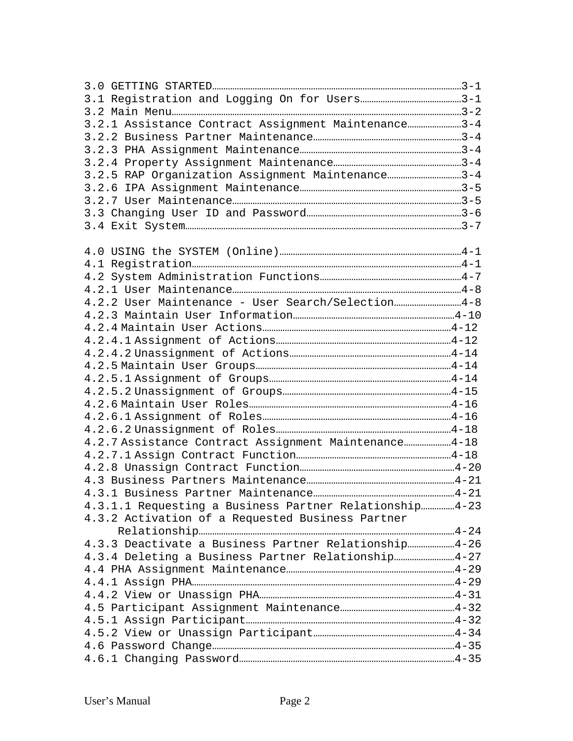3.0 GETTING STARTED......3-1
3.1 Registration and Logging On for Users......3-1
3.2 Main Menu......3-2
3.2.1 Assistance Contract Assignment Maintenance......3-4
3.2.2 Business Partner Maintenance......3-4
3.2.3 PHA Assignment Maintenance......3-4
3.2.4 Property Assignment Maintenance......3-4
3.2.5 RAP Organization Assignment Maintenance......3-4
3.2.6 IPA Assignment Maintenance......3-5
3.2.7 User Maintenance......3-5
3.3 Changing User ID and Password......3-6
3.4 Exit System......3-7

4.0 USING the SYSTEM (Online)......4-1
4.1 Registration......4-1
4.2 System Administration Functions......4-7
4.2.1 User Maintenance......4-8
4.2.2 User Maintenance - User Search/Selection......4-8
4.2.3 Maintain User Information......4-10
4.2.4 Maintain User Actions......4-12
4.2.4.1 Assignment of Actions......4-12
4.2.4.2 Unassignment of Actions......4-14
4.2.5 Maintain User Groups......4-14
4.2.5.1 Assignment of Groups......4-14
4.2.5.2 Unassignment of Groups......4-15
4.2.6 Maintain User Roles......4-16
4.2.6.1 Assignment of Roles......4-16
4.2.6.2 Unassignment of Roles......4-18
4.2.7 Assistance Contract Assignment Maintenance......4-18
4.2.7.1 Assign Contract Function......4-18
4.2.8 Unassign Contract Function......4-20
4.3 Business Partners Maintenance......4-21
4.3.1 Business Partner Maintenance......4-21
4.3.1.1 Requesting a Business Partner Relationship......4-23
4.3.2 Activation of a Requested Business Partner Relationship......4-24
4.3.3 Deactivate a Business Partner Relationship......4-26
4.3.4 Deleting a Business Partner Relationship......4-27
4.4 PHA Assignment Maintenance......4-29
4.4.1 Assign PHA......4-29
4.4.2 View or Unassign PHA......4-31
4.5 Participant Assignment Maintenance......4-32
4.5.1 Assign Participant......4-32
4.5.2 View or Unassign Participant......4-34
4.6 Password Change......4-35
4.6.1 Changing Password......4-35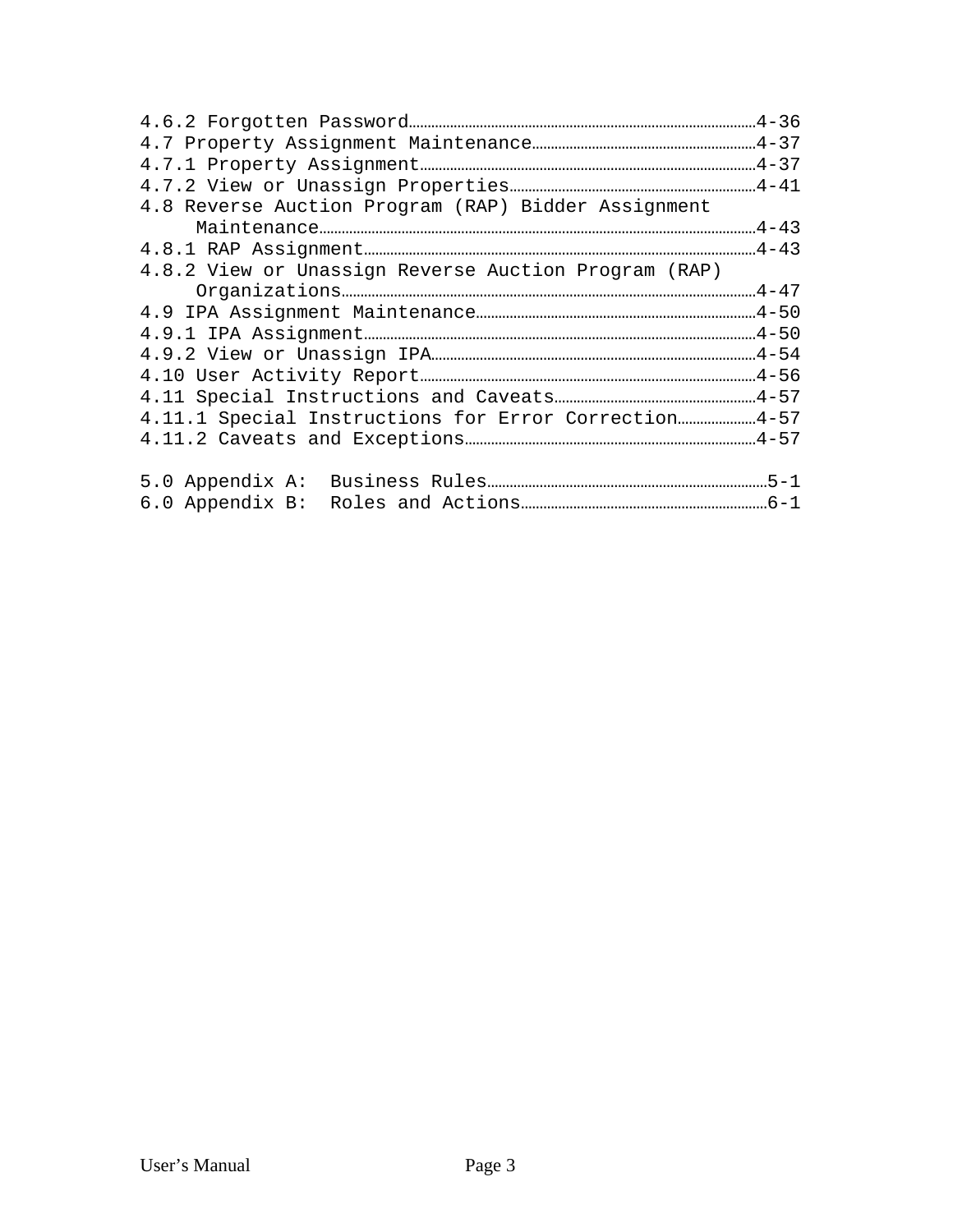4.6.2 Forgotten Password........................................4-36
4.7 Property Assignment Maintenance............................4-37
4.7.1 Property Assignment.......................................4-37
4.7.2 View or Unassign Properties...............................4-41
4.8 Reverse Auction Program (RAP) Bidder Assignment Maintenance...4-43
4.8.1 RAP Assignment............................................4-43
4.8.2 View or Unassign Reverse Auction Program (RAP) Organizations...4-47
4.9 IPA Assignment Maintenance.................................4-50
4.9.1 IPA Assignment............................................4-50
4.9.2 View or Unassign IPA......................................4-54
4.10 User Activity Report......................................4-56
4.11 Special Instructions and Caveats..........................4-57
4.11.1 Special Instructions for Error Correction................4-57
4.11.2 Caveats and Exceptions...................................4-57

5.0 Appendix A: Business Rules...................................5-1
6.0 Appendix B: Roles and Actions................................6-1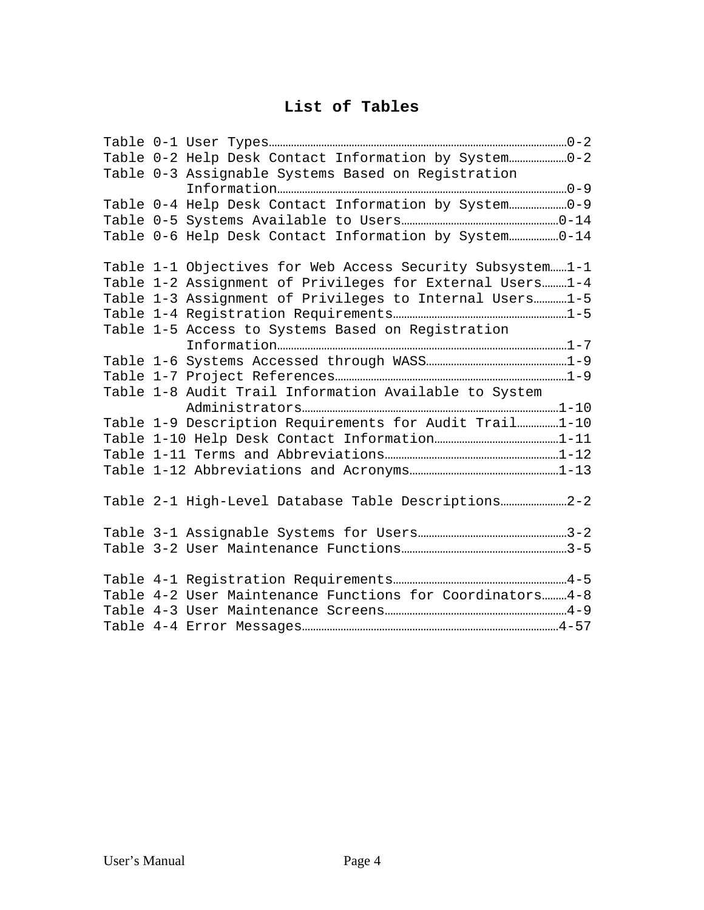# List of Tables

Table 0-1 User Types……0-2
Table 0-2 Help Desk Contact Information by System……0-2
Table 0-3 Assignable Systems Based on Registration Information……0-9
Table 0-4 Help Desk Contact Information by System……0-9
Table 0-5 Systems Available to Users……0-14
Table 0-6 Help Desk Contact Information by System……0-14

Table 1-1 Objectives for Web Access Security Subsystem……1-1
Table 1-2 Assignment of Privileges for External Users……1-4
Table 1-3 Assignment of Privileges to Internal Users……1-5
Table 1-4 Registration Requirements……1-5
Table 1-5 Access to Systems Based on Registration Information……1-7
Table 1-6 Systems Accessed through WASS……1-9
Table 1-7 Project References……1-9
Table 1-8 Audit Trail Information Available to System Administrators……1-10
Table 1-9 Description Requirements for Audit Trail……1-10
Table 1-10 Help Desk Contact Information……1-11
Table 1-11 Terms and Abbreviations……1-12
Table 1-12 Abbreviations and Acronyms……1-13

Table 2-1 High-Level Database Table Descriptions……2-2

Table 3-1 Assignable Systems for Users……3-2
Table 3-2 User Maintenance Functions……3-5

Table 4-1 Registration Requirements……4-5
Table 4-2 User Maintenance Functions for Coordinators……4-8
Table 4-3 User Maintenance Screens……4-9
Table 4-4 Error Messages……4-57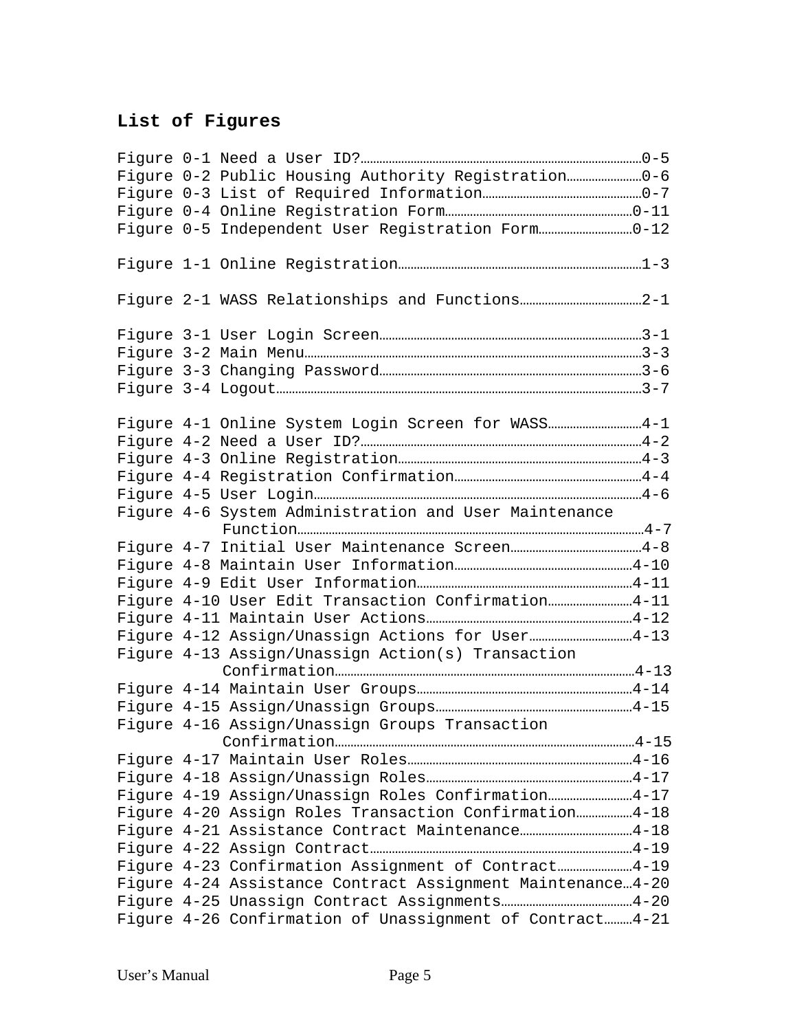## List of Figures

Figure 0-1 Need a User ID?……………………………………………………………………0-5
Figure 0-2 Public Housing Authority Registration……………………0-6
Figure 0-3 List of Required Information……………………………………………0-7
Figure 0-4 Online Registration Form……………………………………………………0-11
Figure 0-5 Independent User Registration Form…………………………0-12

Figure 1-1 Online Registration…………………………………………………………………1-3

Figure 2-1 WASS Relationships and Functions…………………………………2-1

Figure 3-1 User Login Screen……………………………………………………………………3-1
Figure 3-2 Main Menu………………………………………………………………………………………3-3
Figure 3-3 Changing Password…………………………………………………………………3-6
Figure 3-4 Logout……………………………………………………………………………………………3-7

Figure 4-1 Online System Login Screen for WASS…………………………4-1
Figure 4-2 Need a User ID?……………………………………………………………………………4-2
Figure 4-3 Online Registration…………………………………………………………………4-3
Figure 4-4 Registration Confirmation……………………………………………………4-4
Figure 4-5 User Login………………………………………………………………………………………4-6
Figure 4-6 System Administration and User Maintenance Function……………………………………………………………………………………………………4-7
Figure 4-7 Initial User Maintenance Screen………………………………………4-8
Figure 4-8 Maintain User Information…………………………………………………4-10
Figure 4-9 Edit User Information……………………………………………………………4-11
Figure 4-10 User Edit Transaction Confirmation………………………4-11
Figure 4-11 Maintain User Actions…………………………………………………………4-12
Figure 4-12 Assign/Unassign Actions for User…………………………………4-13
Figure 4-13 Assign/Unassign Action(s) Transaction Confirmation……………………………………………………………………………………………4-13
Figure 4-14 Maintain User Groups……………………………………………………………4-14
Figure 4-15 Assign/Unassign Groups………………………………………………………4-15
Figure 4-16 Assign/Unassign Groups Transaction Confirmation……………………………………………………………………………………………4-15
Figure 4-17 Maintain User Roles………………………………………………………………4-16
Figure 4-18 Assign/Unassign Roles…………………………………………………………4-17
Figure 4-19 Assign/Unassign Roles Confirmation………………………4-17
Figure 4-20 Assign Roles Transaction Confirmation………………4-18
Figure 4-21 Assistance Contract Maintenance………………………………4-18
Figure 4-22 Assign Contract……………………………………………………………………4-19
Figure 4-23 Confirmation Assignment of Contract……………………4-19
Figure 4-24 Assistance Contract Assignment Maintenance…4-20
Figure 4-25 Unassign Contract Assignments………………………………4-20
Figure 4-26 Confirmation of Unassignment of Contract………4-21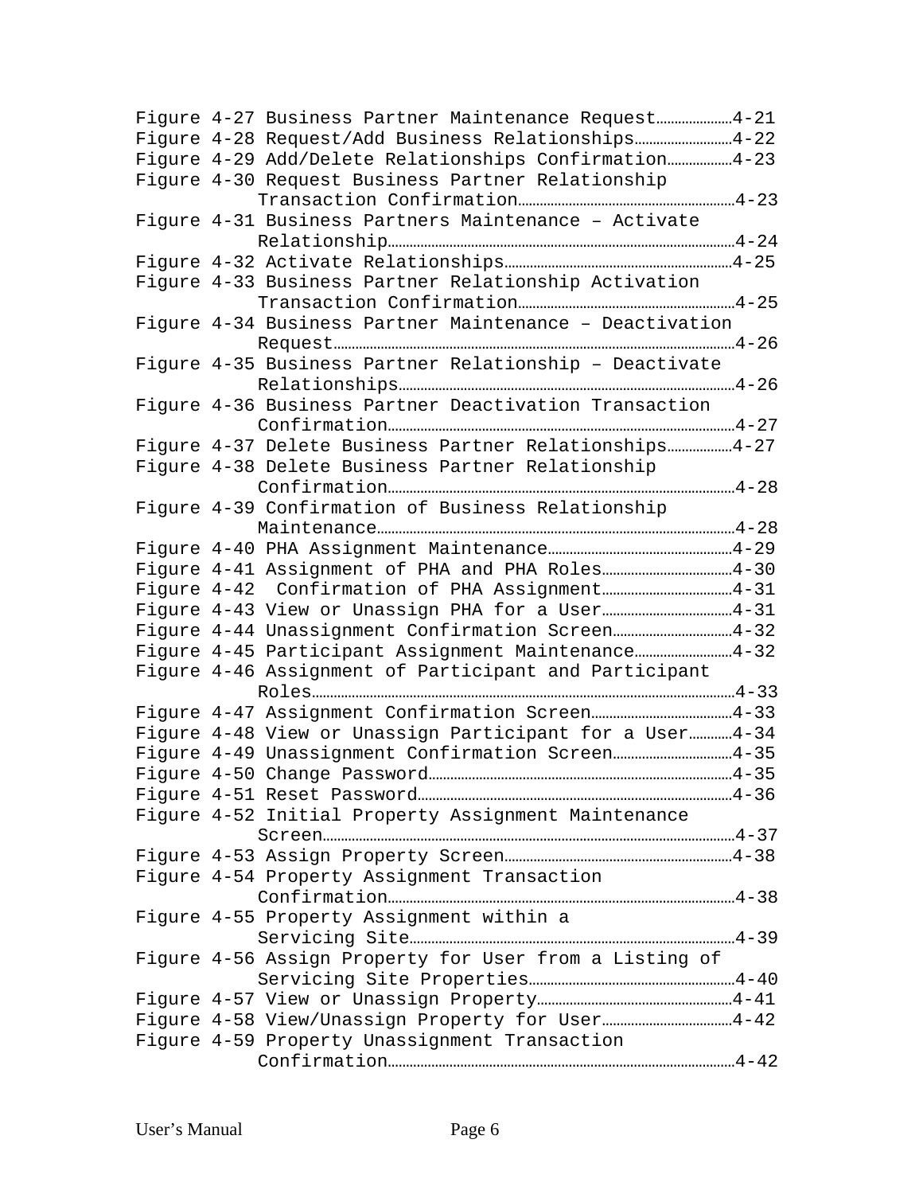Figure 4-27 Business Partner Maintenance Request....................4-21
Figure 4-28 Request/Add Business Relationships....................4-22
Figure 4-29 Add/Delete Relationships Confirmation....................4-23
Figure 4-30 Request Business Partner Relationship Transaction Confirmation....................4-23
Figure 4-31 Business Partners Maintenance – Activate Relationship....................4-24
Figure 4-32 Activate Relationships....................4-25
Figure 4-33 Business Partner Relationship Activation Transaction Confirmation....................4-25
Figure 4-34 Business Partner Maintenance – Deactivation Request....................4-26
Figure 4-35 Business Partner Relationship – Deactivate Relationships....................4-26
Figure 4-36 Business Partner Deactivation Transaction Confirmation....................4-27
Figure 4-37 Delete Business Partner Relationships....................4-27
Figure 4-38 Delete Business Partner Relationship Confirmation....................4-28
Figure 4-39 Confirmation of Business Relationship Maintenance....................4-28
Figure 4-40 PHA Assignment Maintenance....................4-29
Figure 4-41 Assignment of PHA and PHA Roles....................4-30
Figure 4-42 Confirmation of PHA Assignment....................4-31
Figure 4-43 View or Unassign PHA for a User....................4-31
Figure 4-44 Unassignment Confirmation Screen....................4-32
Figure 4-45 Participant Assignment Maintenance....................4-32
Figure 4-46 Assignment of Participant and Participant Roles....................4-33
Figure 4-47 Assignment Confirmation Screen....................4-33
Figure 4-48 View or Unassign Participant for a User....................4-34
Figure 4-49 Unassignment Confirmation Screen....................4-35
Figure 4-50 Change Password....................4-35
Figure 4-51 Reset Password....................4-36
Figure 4-52 Initial Property Assignment Maintenance Screen....................4-37
Figure 4-53 Assign Property Screen....................4-38
Figure 4-54 Property Assignment Transaction Confirmation....................4-38
Figure 4-55 Property Assignment within a Servicing Site....................4-39
Figure 4-56 Assign Property for User from a Listing of Servicing Site Properties....................4-40
Figure 4-57 View or Unassign Property....................4-41
Figure 4-58 View/Unassign Property for User....................4-42
Figure 4-59 Property Unassignment Transaction Confirmation....................4-42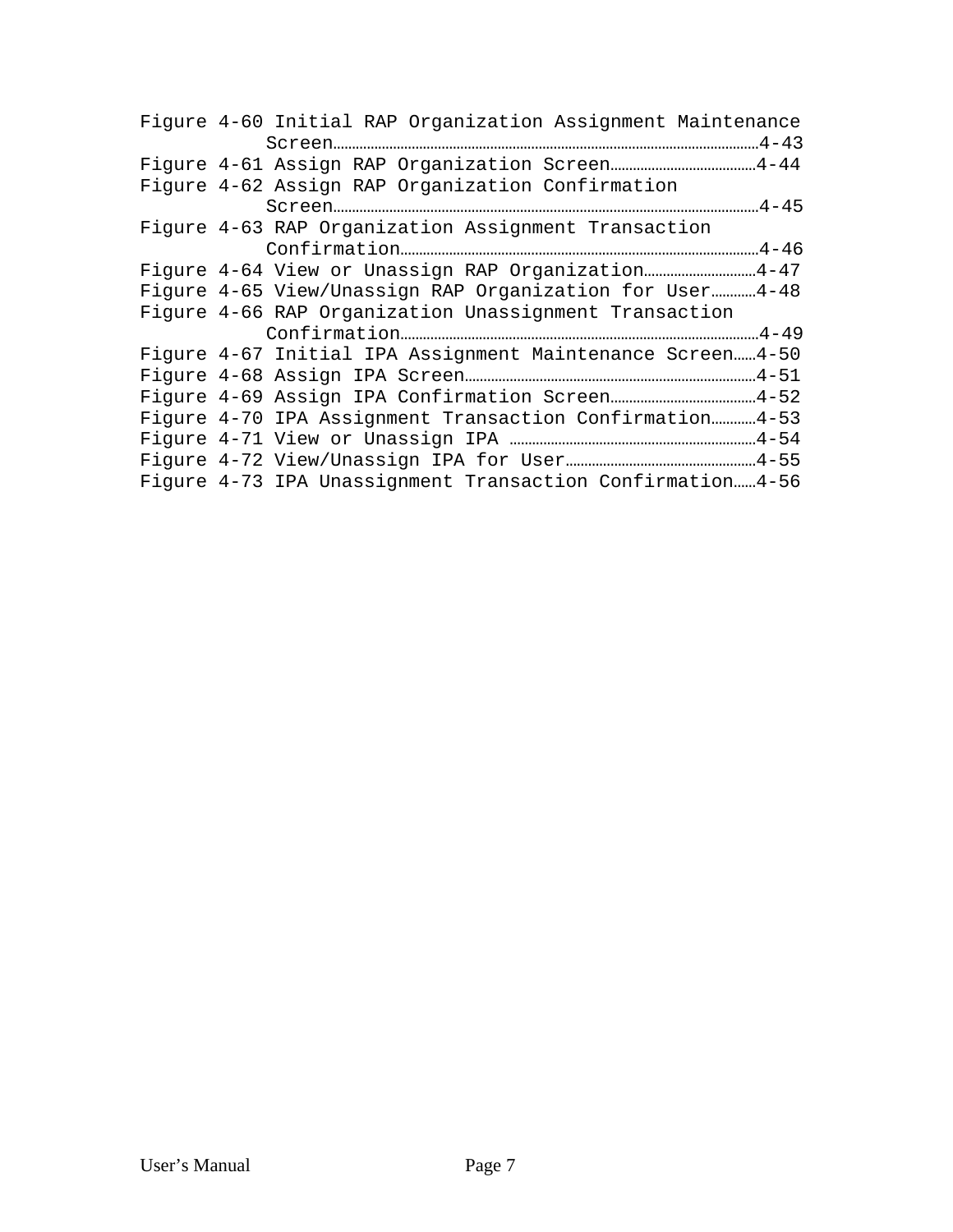Figure 4-60 Initial RAP Organization Assignment Maintenance Screen……4-43
Figure 4-61 Assign RAP Organization Screen……4-44
Figure 4-62 Assign RAP Organization Confirmation Screen……4-45
Figure 4-63 RAP Organization Assignment Transaction Confirmation……4-46
Figure 4-64 View or Unassign RAP Organization……4-47
Figure 4-65 View/Unassign RAP Organization for User……4-48
Figure 4-66 RAP Organization Unassignment Transaction Confirmation……4-49
Figure 4-67 Initial IPA Assignment Maintenance Screen……4-50
Figure 4-68 Assign IPA Screen……4-51
Figure 4-69 Assign IPA Confirmation Screen……4-52
Figure 4-70 IPA Assignment Transaction Confirmation……4-53
Figure 4-71 View or Unassign IPA ……4-54
Figure 4-72 View/Unassign IPA for User……4-55
Figure 4-73 IPA Unassignment Transaction Confirmation……4-56